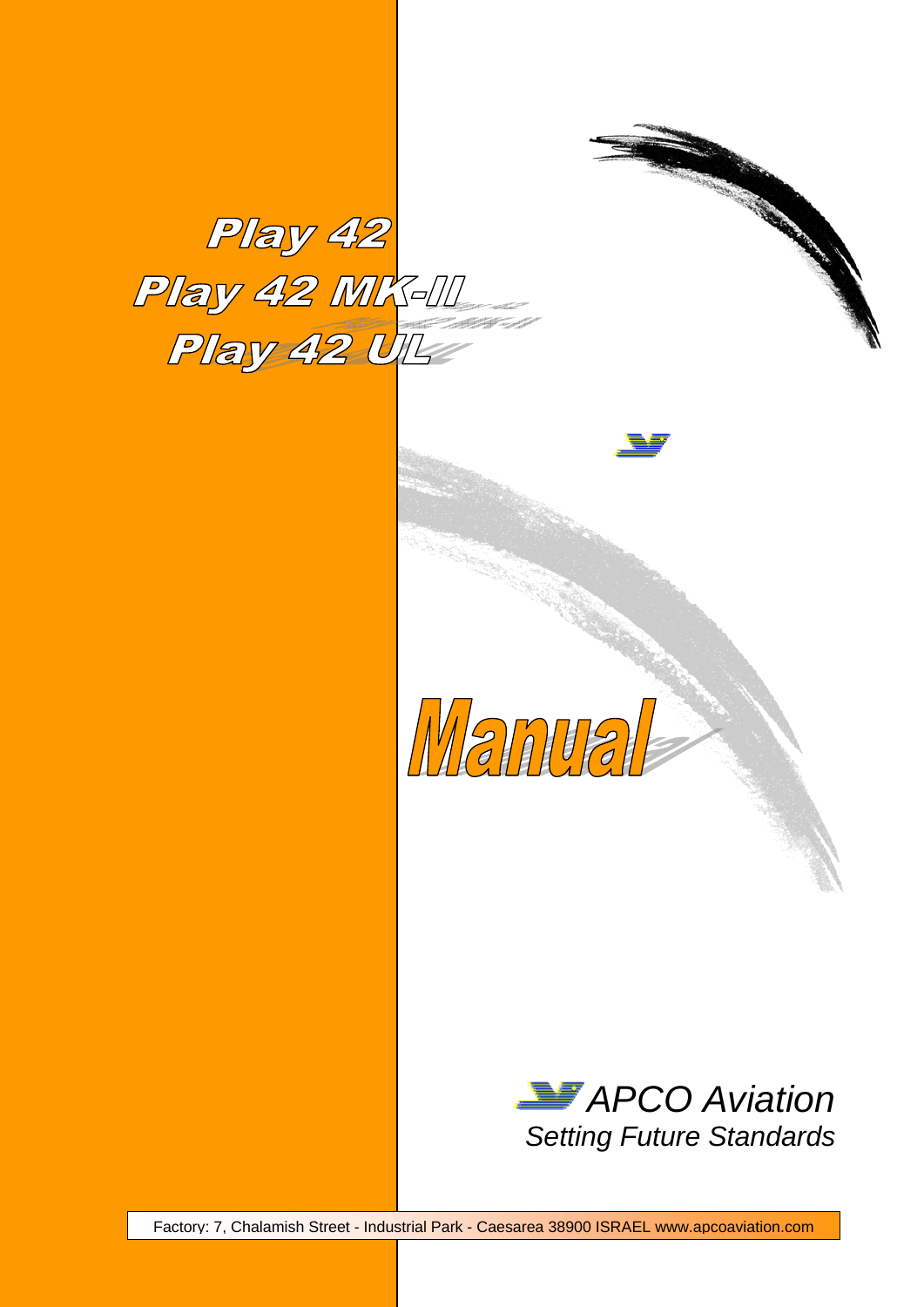# Play 42
# Play 42 MK-II
# Play 42 UL

# Manual

*APCO Aviation*

*Setting Future Standards*

Factory: 7, Chalamish Street - Industrial Park - Caesarea 38900 ISRAEL www.apcoaviation.com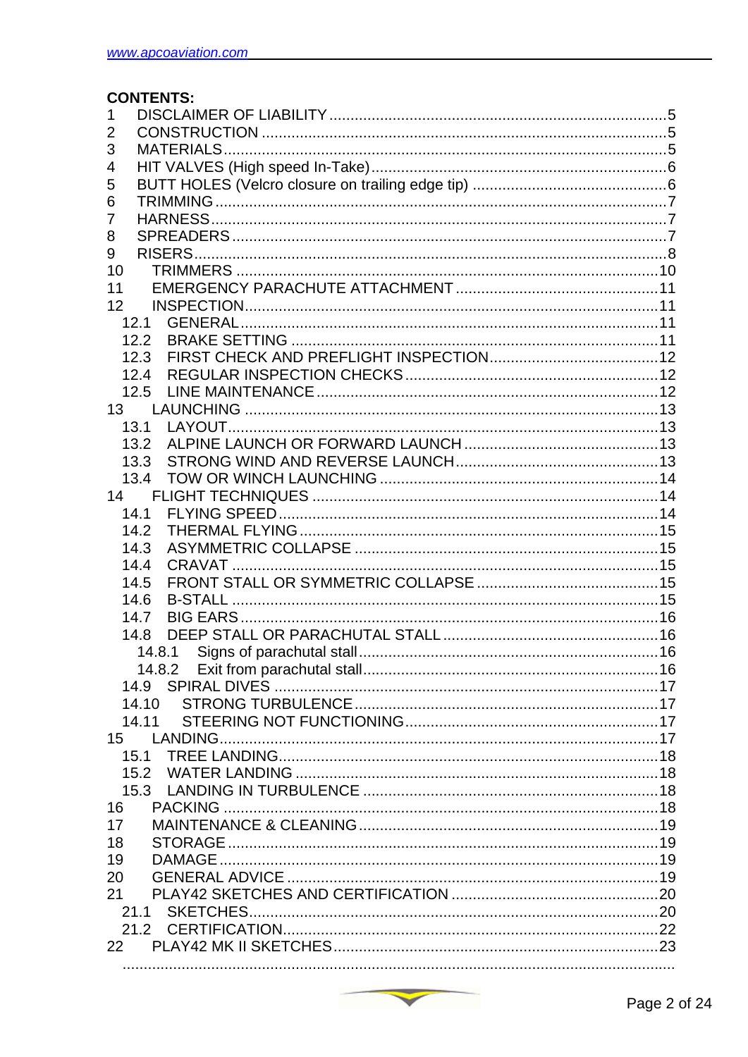**CONTENTS:**

1 DISCLAIMER OF LIABILITY ........................................................................5
2 CONSTRUCTION ........................................................................5
3 MATERIALS ........................................................................5
4 HIT VALVES (High speed In-Take) ........................................................................6
5 BUTT HOLES (Velcro closure on trailing edge tip) ........................................................................6
6 TRIMMING ........................................................................7
7 HARNESS ........................................................................7
8 SPREADERS ........................................................................7
9 RISERS ........................................................................8
10 TRIMMERS ........................................................................10
11 EMERGENCY PARACHUTE ATTACHMENT ........................................................................11
12 INSPECTION ........................................................................11
  12.1 GENERAL ........................................................................11
  12.2 BRAKE SETTING ........................................................................11
  12.3 FIRST CHECK AND PREFLIGHT INSPECTION ........................................................................12
  12.4 REGULAR INSPECTION CHECKS ........................................................................12
  12.5 LINE MAINTENANCE ........................................................................12
13 LAUNCHING ........................................................................13
  13.1 LAYOUT ........................................................................13
  13.2 ALPINE LAUNCH OR FORWARD LAUNCH ........................................................................13
  13.3 STRONG WIND AND REVERSE LAUNCH ........................................................................13
  13.4 TOW OR WINCH LAUNCHING ........................................................................14
14 FLIGHT TECHNIQUES ........................................................................14
  14.1 FLYING SPEED ........................................................................14
  14.2 THERMAL FLYING ........................................................................15
  14.3 ASYMMETRIC COLLAPSE ........................................................................15
  14.4 CRAVAT ........................................................................15
  14.5 FRONT STALL OR SYMMETRIC COLLAPSE ........................................................................15
  14.6 B-STALL ........................................................................15
  14.7 BIG EARS ........................................................................16
  14.8 DEEP STALL OR PARACHUTAL STALL ........................................................................16
    14.8.1 Signs of parachutal stall ........................................................................16
    14.8.2 Exit from parachutal stall ........................................................................16
  14.9 SPIRAL DIVES ........................................................................17
  14.10 STRONG TURBULENCE ........................................................................17
  14.11 STEERING NOT FUNCTIONING ........................................................................17
15 LANDING ........................................................................17
  15.1 TREE LANDING ........................................................................18
  15.2 WATER LANDING ........................................................................18
  15.3 LANDING IN TURBULENCE ........................................................................18
16 PACKING ........................................................................18
17 MAINTENANCE & CLEANING ........................................................................19
18 STORAGE ........................................................................19
19 DAMAGE ........................................................................19
20 GENERAL ADVICE ........................................................................19
21 PLAY42 SKETCHES AND CERTIFICATION ........................................................................20
  21.1 SKETCHES ........................................................................20
  21.2 CERTIFICATION ........................................................................22
22 PLAY42 MK II SKETCHES ........................................................................23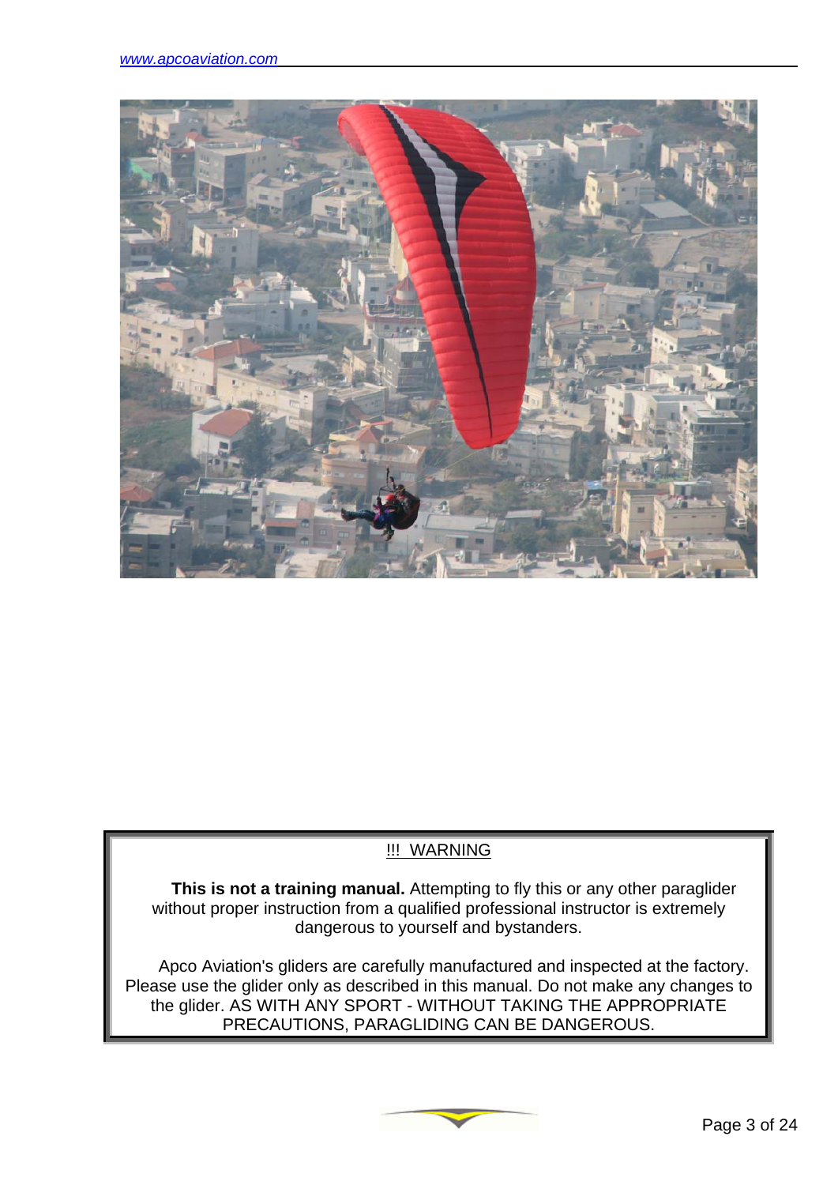!!! WARNING

**This is not a training manual.** Attempting to fly this or any other paraglider without proper instruction from a qualified professional instructor is extremely dangerous to yourself and bystanders.

Apco Aviation's gliders are carefully manufactured and inspected at the factory. Please use the glider only as described in this manual. Do not make any changes to the glider. AS WITH ANY SPORT - WITHOUT TAKING THE APPROPRIATE PRECAUTIONS, PARAGLIDING CAN BE DANGEROUS.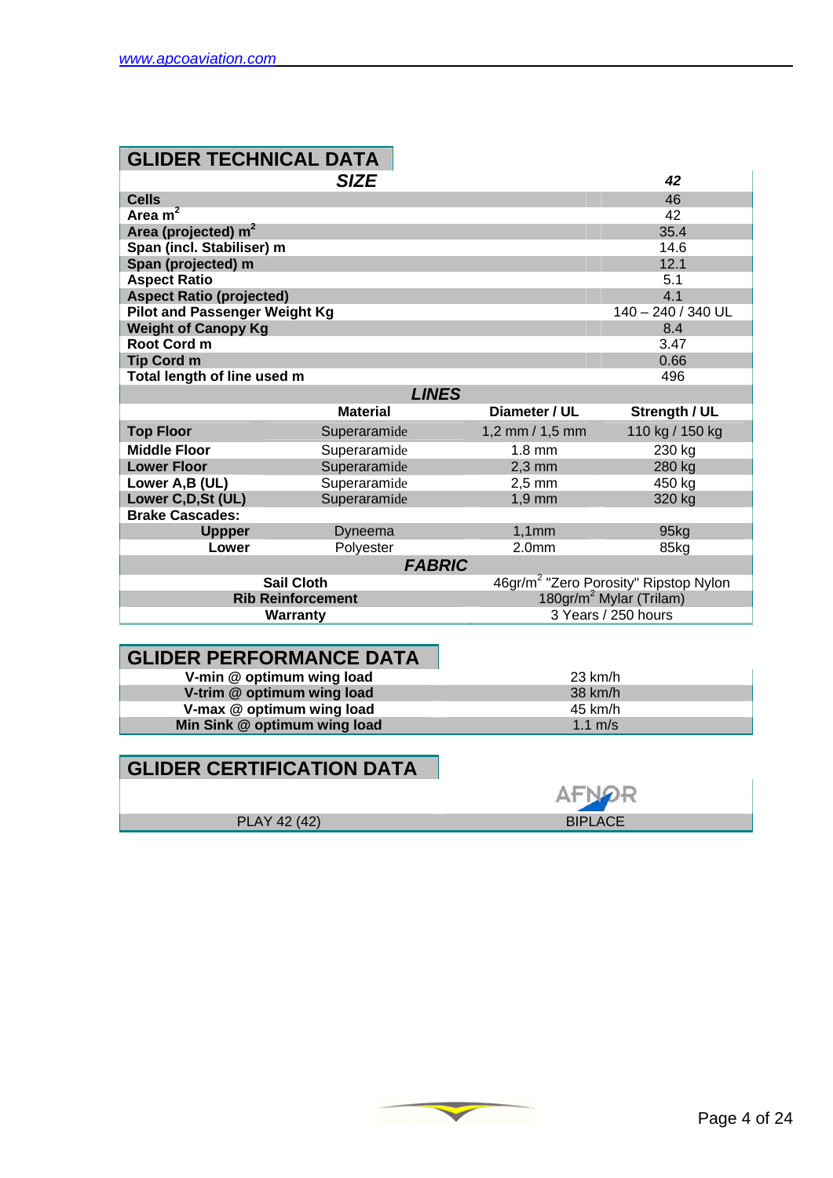## GLIDER TECHNICAL DATA

| *SIZE* | | | *42* |
|---|---|---|---|
| **Cells** | | | 46 |
| **Area m$^2$** | | | 42 |
| **Area (projected) m$^2$** | | | 35.4 |
| **Span (incl. Stabiliser) m** | | | 14.6 |
| **Span (projected) m** | | | 12.1 |
| **Aspect Ratio** | | | 5.1 |
| **Aspect Ratio (projected)** | | | 4.1 |
| **Pilot and Passenger Weight Kg** | | | 140 – 240 / 340 UL |
| **Weight of Canopy Kg** | | | 8.4 |
| **Root Cord m** | | | 3.47 |
| **Tip Cord m** | | | 0.66 |
| **Total length of line used m** | | | 496 |
| | ***LINES*** | | |
| | **Material** | **Diameter / UL** | **Strength / UL** |
| **Top Floor** | Superaramide | 1,2 mm / 1,5 mm | 110 kg / 150 kg |
| **Middle Floor** | Superaramide | 1.8 mm | 230 kg |
| **Lower Floor** | Superaramide | 2,3 mm | 280 kg |
| **Lower A,B (UL)** | Superaramide | 2,5 mm | 450 kg |
| **Lower C,D,St (UL)** | Superaramide | 1,9 mm | 320 kg |
| **Brake Cascades:** | | | |
| **Uppper** | Dyneema | 1,1mm | 95kg |
| **Lower** | Polyester | 2.0mm | 85kg |
| | ***FABRIC*** | | |
| **Sail Cloth** | | 46gr/m$^2$ "Zero Porosity" Ripstop Nylon | |
| **Rib Reinforcement** | | 180gr/m$^2$ Mylar (Trilam) | |
| **Warranty** | | 3 Years / 250 hours | |

## GLIDER PERFORMANCE DATA

| | |
|---|---|
| **V-min @ optimum wing load** | 23 km/h |
| **V-trim @ optimum wing load** | 38 km/h |
| **V-max @ optimum wing load** | 45 km/h |
| **Min Sink @ optimum wing load** | 1.1 m/s |

## GLIDER CERTIFICATION DATA

| | AFNOR |
|---|---|
| PLAY 42 (42) | BIPLACE |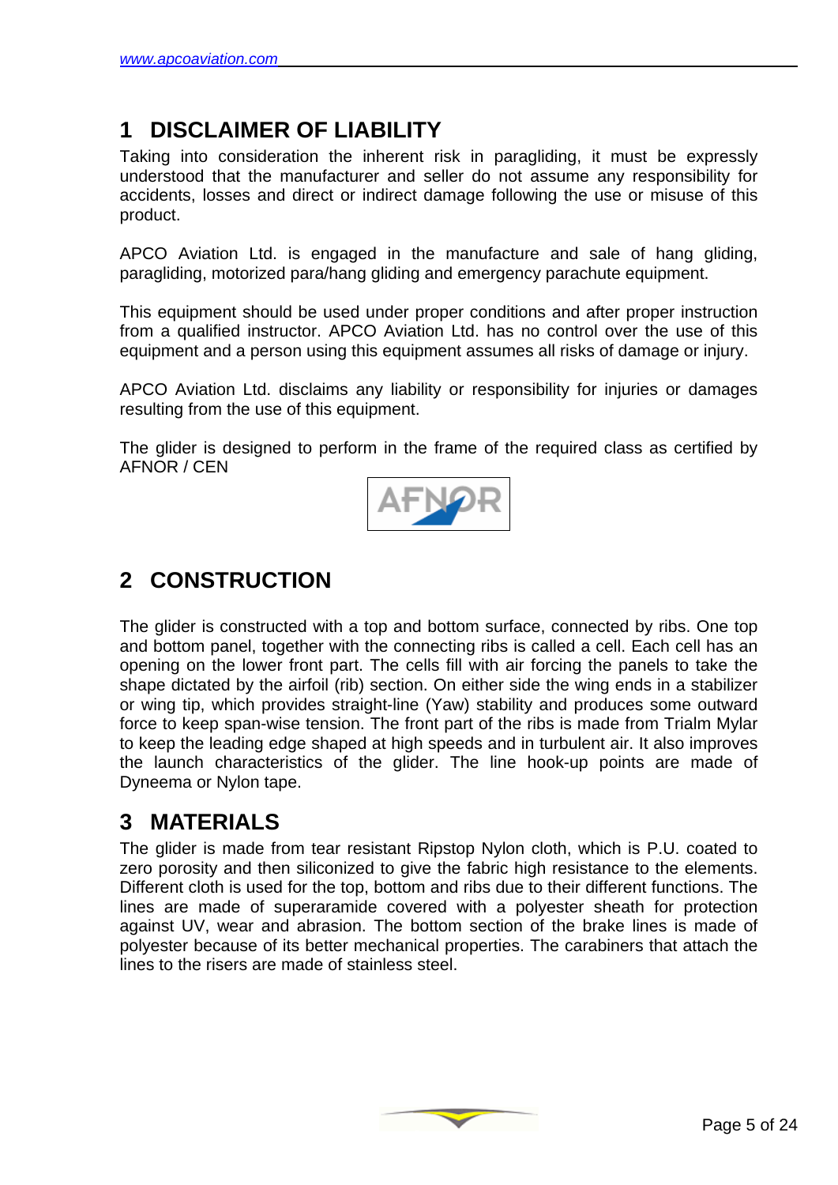# 1 DISCLAIMER OF LIABILITY

Taking into consideration the inherent risk in paragliding, it must be expressly understood that the manufacturer and seller do not assume any responsibility for accidents, losses and direct or indirect damage following the use or misuse of this product.

APCO Aviation Ltd. is engaged in the manufacture and sale of hang gliding, paragliding, motorized para/hang gliding and emergency parachute equipment.

This equipment should be used under proper conditions and after proper instruction from a qualified instructor. APCO Aviation Ltd. has no control over the use of this equipment and a person using this equipment assumes all risks of damage or injury.

APCO Aviation Ltd. disclaims any liability or responsibility for injuries or damages resulting from the use of this equipment.

The glider is designed to perform in the frame of the required class as certified by AFNOR / CEN

# 2 CONSTRUCTION

The glider is constructed with a top and bottom surface, connected by ribs. One top and bottom panel, together with the connecting ribs is called a cell. Each cell has an opening on the lower front part. The cells fill with air forcing the panels to take the shape dictated by the airfoil (rib) section. On either side the wing ends in a stabilizer or wing tip, which provides straight-line (Yaw) stability and produces some outward force to keep span-wise tension. The front part of the ribs is made from Trialm Mylar to keep the leading edge shaped at high speeds and in turbulent air. It also improves the launch characteristics of the glider. The line hook-up points are made of Dyneema or Nylon tape.

# 3 MATERIALS

The glider is made from tear resistant Ripstop Nylon cloth, which is P.U. coated to zero porosity and then siliconized to give the fabric high resistance to the elements. Different cloth is used for the top, bottom and ribs due to their different functions. The lines are made of superaramide covered with a polyester sheath for protection against UV, wear and abrasion. The bottom section of the brake lines is made of polyester because of its better mechanical properties. The carabiners that attach the lines to the risers are made of stainless steel.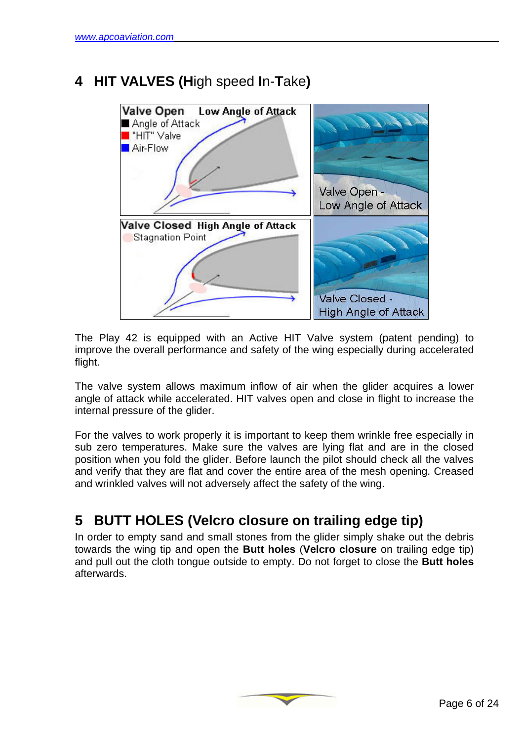## 4 HIT VALVES (**H**igh speed **I**n-**T**ake)

The Play 42 is equipped with an Active HIT Valve system (patent pending) to improve the overall performance and safety of the wing especially during accelerated flight.

The valve system allows maximum inflow of air when the glider acquires a lower angle of attack while accelerated. HIT valves open and close in flight to increase the internal pressure of the glider.

For the valves to work properly it is important to keep them wrinkle free especially in sub zero temperatures. Make sure the valves are lying flat and are in the closed position when you fold the glider. Before launch the pilot should check all the valves and verify that they are flat and cover the entire area of the mesh opening. Creased and wrinkled valves will not adversely affect the safety of the wing.

## 5 BUTT HOLES (Velcro closure on trailing edge tip)

In order to empty sand and small stones from the glider simply shake out the debris towards the wing tip and open the **Butt holes** (**Velcro closure** on trailing edge tip) and pull out the cloth tongue outside to empty. Do not forget to close the **Butt holes** afterwards.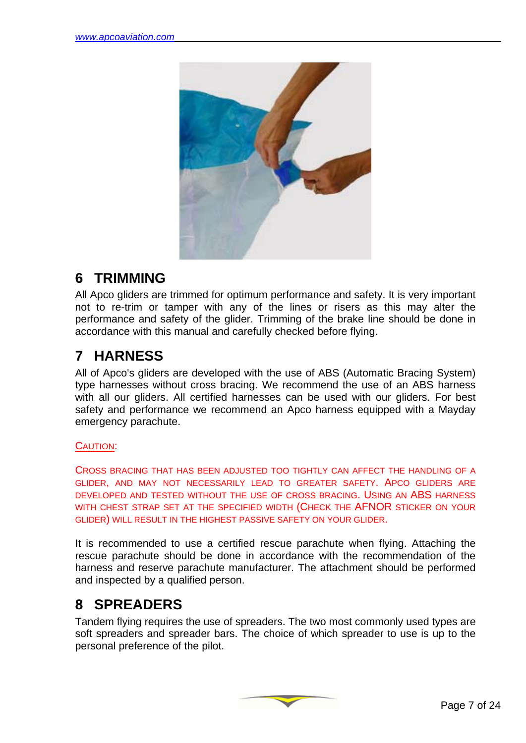## 6 TRIMMING

All Apco gliders are trimmed for optimum performance and safety. It is very important not to re-trim or tamper with any of the lines or risers as this may alter the performance and safety of the glider. Trimming of the brake line should be done in accordance with this manual and carefully checked before flying.

## 7 HARNESS

All of Apco's gliders are developed with the use of ABS (Automatic Bracing System) type harnesses without cross bracing. We recommend the use of an ABS harness with all our gliders. All certified harnesses can be used with our gliders. For best safety and performance we recommend an Apco harness equipped with a Mayday emergency parachute.

CAUTION:

CROSS BRACING THAT HAS BEEN ADJUSTED TOO TIGHTLY CAN AFFECT THE HANDLING OF A GLIDER, AND MAY NOT NECESSARILY LEAD TO GREATER SAFETY. APCO GLIDERS ARE DEVELOPED AND TESTED WITHOUT THE USE OF CROSS BRACING. USING AN ABS HARNESS WITH CHEST STRAP SET AT THE SPECIFIED WIDTH (CHECK THE AFNOR STICKER ON YOUR GLIDER) WILL RESULT IN THE HIGHEST PASSIVE SAFETY ON YOUR GLIDER.

It is recommended to use a certified rescue parachute when flying. Attaching the rescue parachute should be done in accordance with the recommendation of the harness and reserve parachute manufacturer. The attachment should be performed and inspected by a qualified person.

## 8 SPREADERS

Tandem flying requires the use of spreaders. The two most commonly used types are soft spreaders and spreader bars. The choice of which spreader to use is up to the personal preference of the pilot.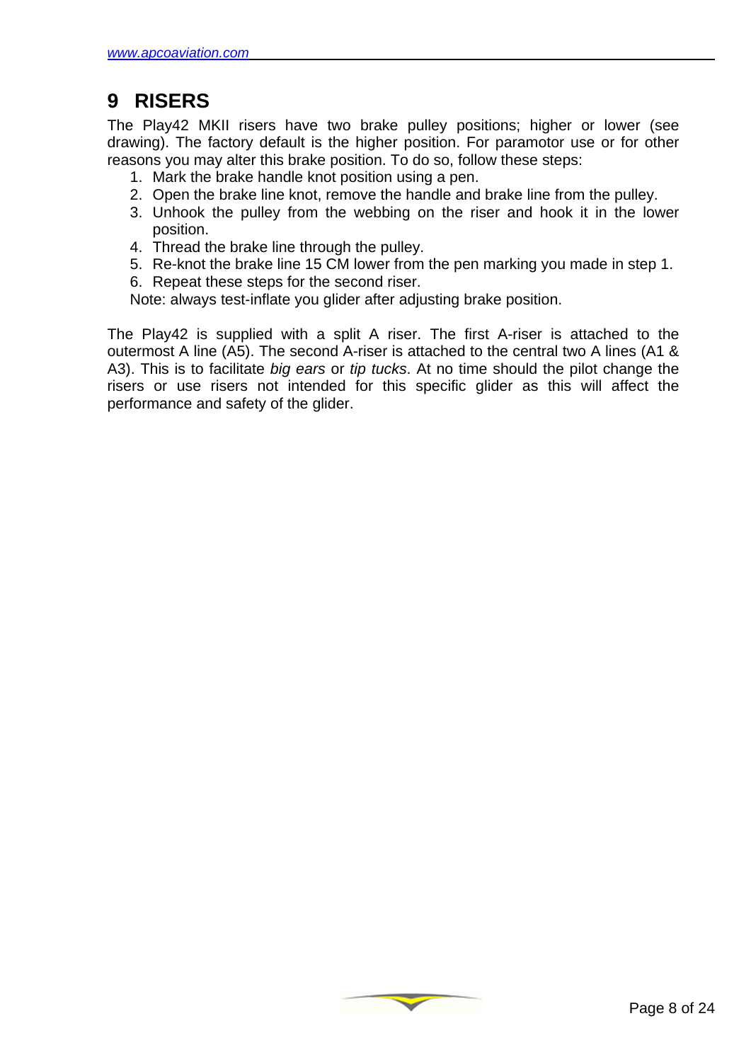# 9 RISERS

The Play42 MKII risers have two brake pulley positions; higher or lower (see drawing). The factory default is the higher position. For paramotor use or for other reasons you may alter this brake position. To do so, follow these steps:

1. Mark the brake handle knot position using a pen.
2. Open the brake line knot, remove the handle and brake line from the pulley.
3. Unhook the pulley from the webbing on the riser and hook it in the lower position.
4. Thread the brake line through the pulley.
5. Re-knot the brake line 15 CM lower from the pen marking you made in step 1.
6. Repeat these steps for the second riser.

Note: always test-inflate you glider after adjusting brake position.

The Play42 is supplied with a split A riser. The first A-riser is attached to the outermost A line (A5). The second A-riser is attached to the central two A lines (A1 & A3). This is to facilitate *big ears* or *tip tucks*. At no time should the pilot change the risers or use risers not intended for this specific glider as this will affect the performance and safety of the glider.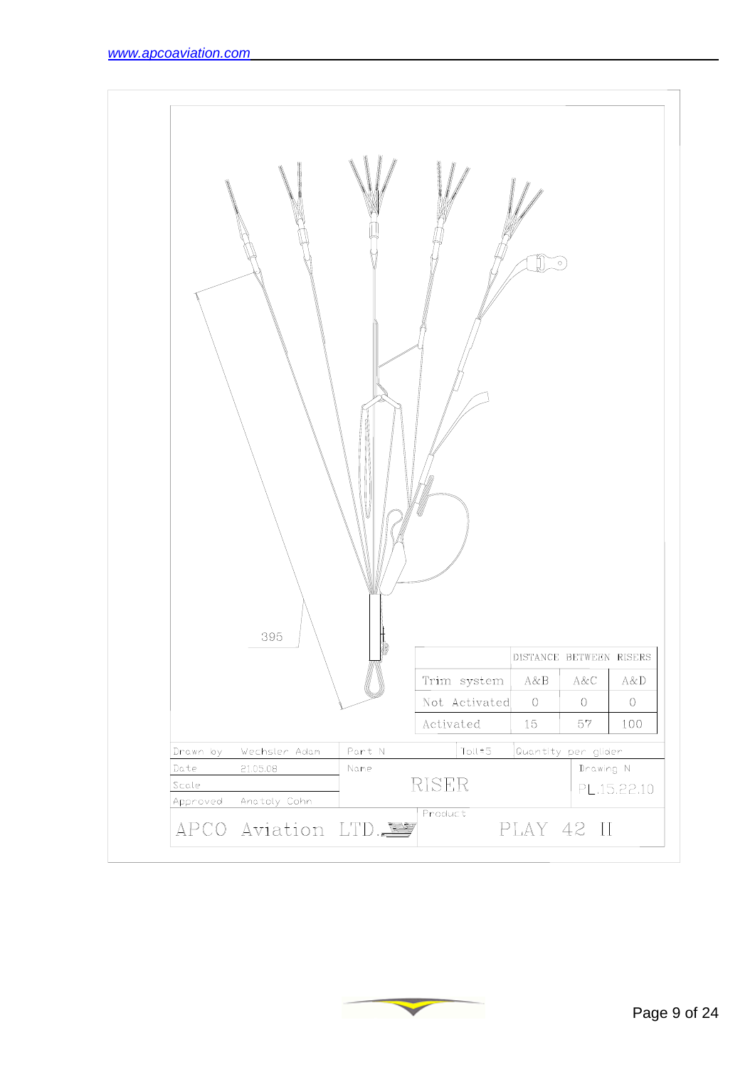395

| Trim system | DISTANCE BETWEEN RISERS | | |
|---|---|---|---|
| | A&B | A&C | A&D |
| Not Activated | 0 | 0 | 0 |
| Activated | 15 | 57 | 100 |

| | | | | |
|---|---|---|---|---|
| Drawn by | Wechsler Adam | Part N | Toll±5 | Quantity per glider |
| Date | 21.05.08 | Name | | Drawing N |
| Scale | | RISER | | PL.15.22.10 |
| Approved | Anatoly Cohn | | | |
| APCO Aviation LTD. | | Product | PLAY 42 II | |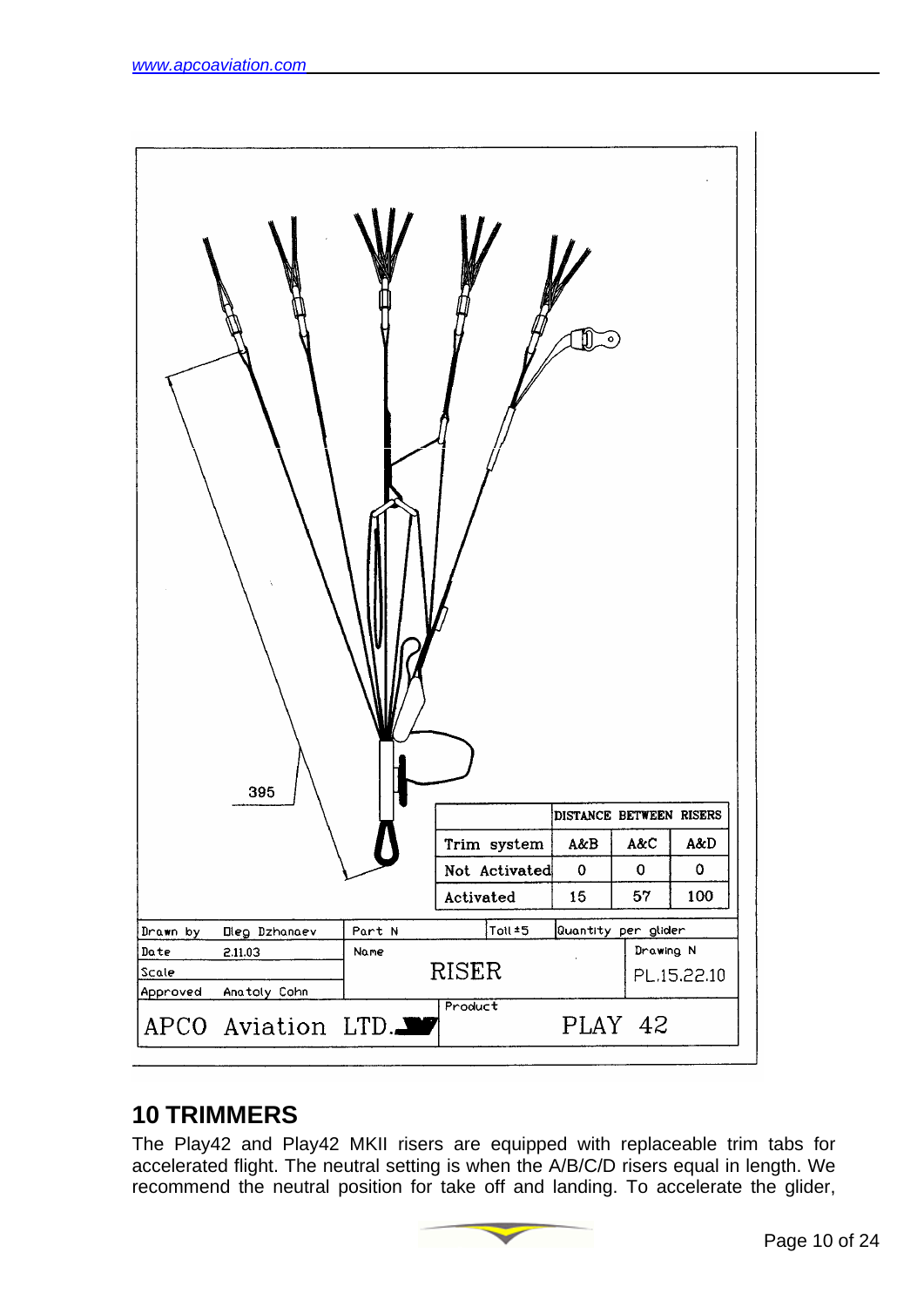395

| DISTANCE BETWEEN RISERS | | | |
|---|---|---|---|
| Trim system | A&B | A&C | A&D |
| Not Activated | 0 | 0 | 0 |
| Activated | 15 | 57 | 100 |

| | | | | |
|---|---|---|---|---|
| Drawn by | Oleg Dzhanaev | Part N | Toll ±5 | Quantity per glider |
| Date | 2.11.03 | Name | | Drawing N |
| Scale | | RISER | | PL.15.22.10 |
| Approved | Anatoly Cohn | | | |
| APCO Aviation LTD. | | Product | PLAY 42 | |

## 10 TRIMMERS

The Play42 and Play42 MKII risers are equipped with replaceable trim tabs for accelerated flight. The neutral setting is when the A/B/C/D risers equal in length. We recommend the neutral position for take off and landing. To accelerate the glider,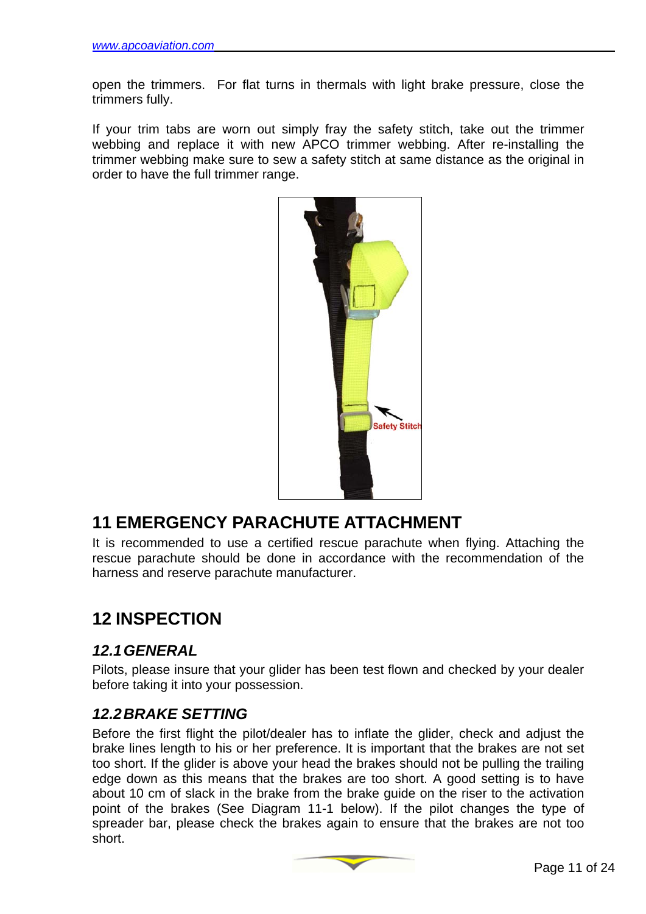open the trimmers. For flat turns in thermals with light brake pressure, close the trimmers fully.

If your trim tabs are worn out simply fray the safety stitch, take out the trimmer webbing and replace it with new APCO trimmer webbing. After re-installing the trimmer webbing make sure to sew a safety stitch at same distance as the original in order to have the full trimmer range.

# 11 EMERGENCY PARACHUTE ATTACHMENT

It is recommended to use a certified rescue parachute when flying. Attaching the rescue parachute should be done in accordance with the recommendation of the harness and reserve parachute manufacturer.

# 12 INSPECTION

## *12.1 GENERAL*

Pilots, please insure that your glider has been test flown and checked by your dealer before taking it into your possession.

## *12.2 BRAKE SETTING*

Before the first flight the pilot/dealer has to inflate the glider, check and adjust the brake lines length to his or her preference. It is important that the brakes are not set too short. If the glider is above your head the brakes should not be pulling the trailing edge down as this means that the brakes are too short. A good setting is to have about 10 cm of slack in the brake from the brake guide on the riser to the activation point of the brakes (See Diagram 11-1 below). If the pilot changes the type of spreader bar, please check the brakes again to ensure that the brakes are not too short.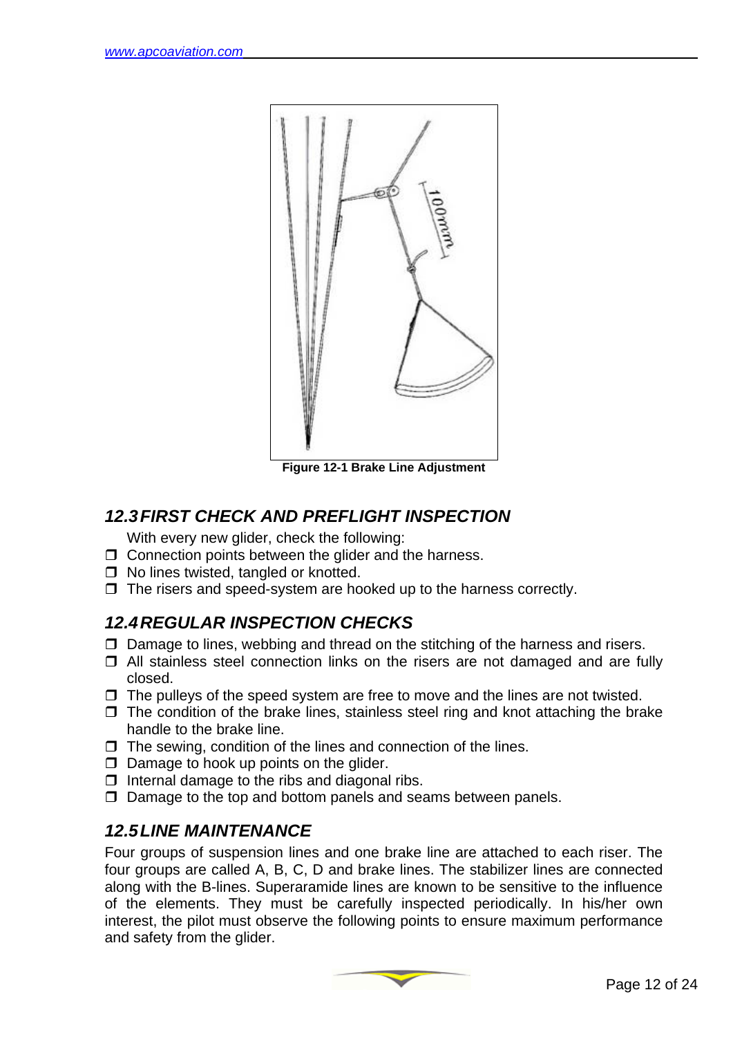Figure 12-1 Brake Line Adjustment

## 12.3 FIRST CHECK AND PREFLIGHT INSPECTION

With every new glider, check the following:

- ❒ Connection points between the glider and the harness.
- ❒ No lines twisted, tangled or knotted.
- ❒ The risers and speed-system are hooked up to the harness correctly.

## 12.4 REGULAR INSPECTION CHECKS

- ❒ Damage to lines, webbing and thread on the stitching of the harness and risers.
- ❒ All stainless steel connection links on the risers are not damaged and are fully closed.
- ❒ The pulleys of the speed system are free to move and the lines are not twisted.
- ❒ The condition of the brake lines, stainless steel ring and knot attaching the brake handle to the brake line.
- ❒ The sewing, condition of the lines and connection of the lines.
- ❒ Damage to hook up points on the glider.
- ❒ Internal damage to the ribs and diagonal ribs.
- ❒ Damage to the top and bottom panels and seams between panels.

## 12.5 LINE MAINTENANCE

Four groups of suspension lines and one brake line are attached to each riser. The four groups are called A, B, C, D and brake lines. The stabilizer lines are connected along with the B-lines. Superaramide lines are known to be sensitive to the influence of the elements. They must be carefully inspected periodically. In his/her own interest, the pilot must observe the following points to ensure maximum performance and safety from the glider.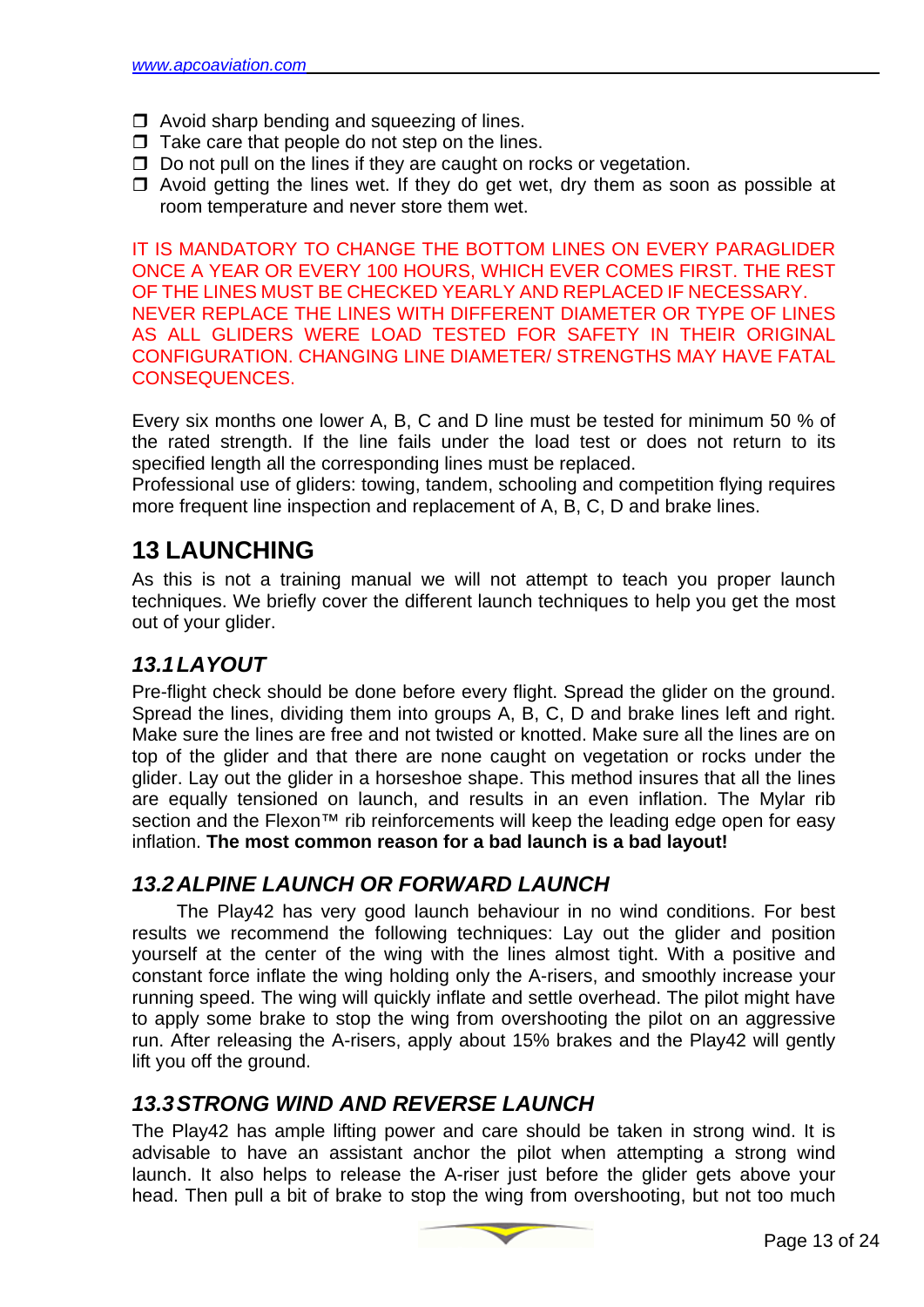- ❒ Avoid sharp bending and squeezing of lines.
- ❒ Take care that people do not step on the lines.
- ❒ Do not pull on the lines if they are caught on rocks or vegetation.
- ❒ Avoid getting the lines wet. If they do get wet, dry them as soon as possible at room temperature and never store them wet.

IT IS MANDATORY TO CHANGE THE BOTTOM LINES ON EVERY PARAGLIDER ONCE A YEAR OR EVERY 100 HOURS, WHICH EVER COMES FIRST. THE REST OF THE LINES MUST BE CHECKED YEARLY AND REPLACED IF NECESSARY. NEVER REPLACE THE LINES WITH DIFFERENT DIAMETER OR TYPE OF LINES AS ALL GLIDERS WERE LOAD TESTED FOR SAFETY IN THEIR ORIGINAL CONFIGURATION. CHANGING LINE DIAMETER/ STRENGTHS MAY HAVE FATAL CONSEQUENCES.

Every six months one lower A, B, C and D line must be tested for minimum 50 % of the rated strength. If the line fails under the load test or does not return to its specified length all the corresponding lines must be replaced.
Professional use of gliders: towing, tandem, schooling and competition flying requires more frequent line inspection and replacement of A, B, C, D and brake lines.

# 13 LAUNCHING

As this is not a training manual we will not attempt to teach you proper launch techniques. We briefly cover the different launch techniques to help you get the most out of your glider.

## *13.1 LAYOUT*

Pre-flight check should be done before every flight. Spread the glider on the ground. Spread the lines, dividing them into groups A, B, C, D and brake lines left and right. Make sure the lines are free and not twisted or knotted. Make sure all the lines are on top of the glider and that there are none caught on vegetation or rocks under the glider. Lay out the glider in a horseshoe shape. This method insures that all the lines are equally tensioned on launch, and results in an even inflation. The Mylar rib section and the Flexon™ rib reinforcements will keep the leading edge open for easy inflation. **The most common reason for a bad launch is a bad layout!**

## *13.2 ALPINE LAUNCH OR FORWARD LAUNCH*

The Play42 has very good launch behaviour in no wind conditions. For best results we recommend the following techniques: Lay out the glider and position yourself at the center of the wing with the lines almost tight. With a positive and constant force inflate the wing holding only the A-risers, and smoothly increase your running speed. The wing will quickly inflate and settle overhead. The pilot might have to apply some brake to stop the wing from overshooting the pilot on an aggressive run. After releasing the A-risers, apply about 15% brakes and the Play42 will gently lift you off the ground.

## *13.3 STRONG WIND AND REVERSE LAUNCH*

The Play42 has ample lifting power and care should be taken in strong wind. It is advisable to have an assistant anchor the pilot when attempting a strong wind launch. It also helps to release the A-riser just before the glider gets above your head. Then pull a bit of brake to stop the wing from overshooting, but not too much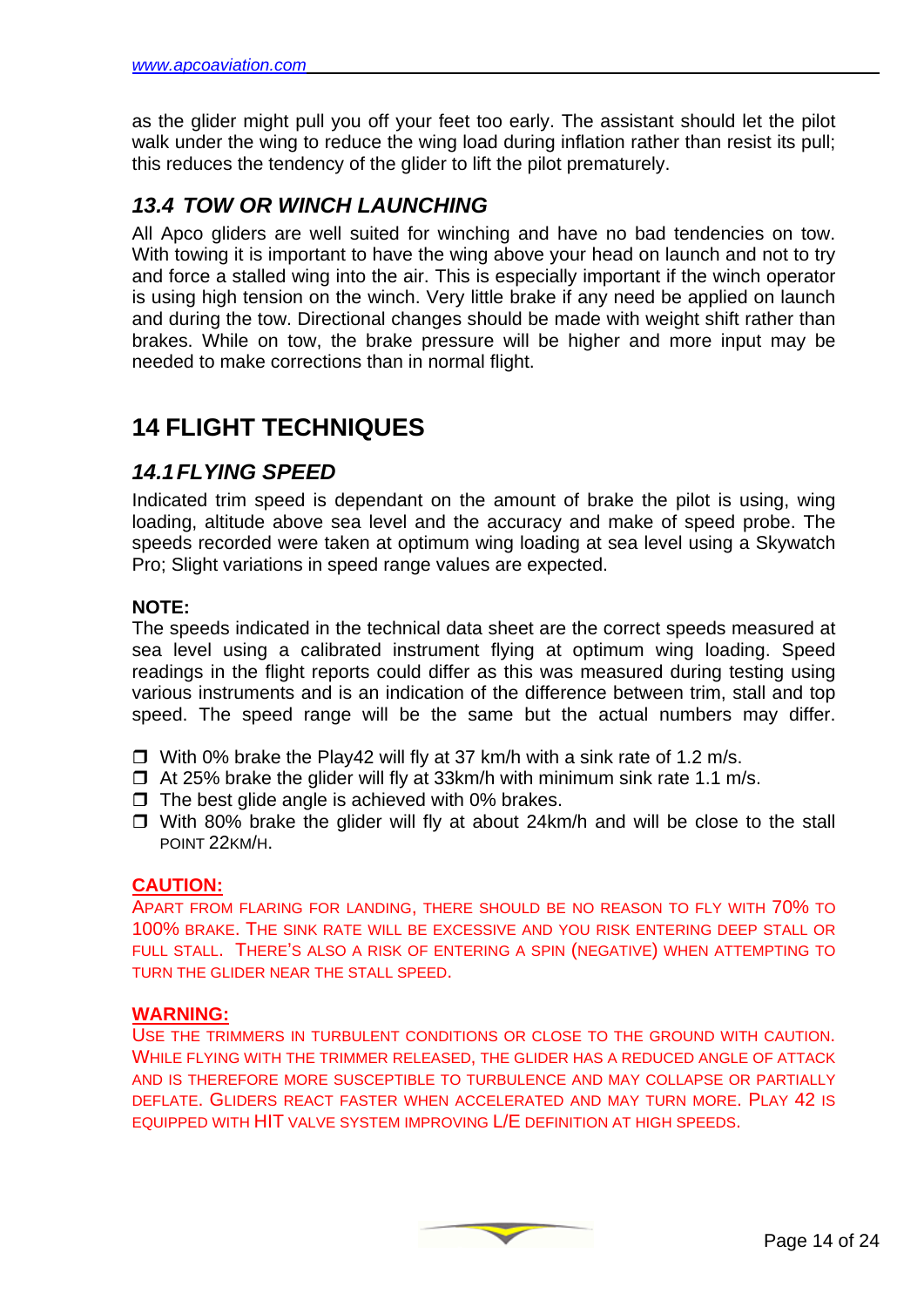as the glider might pull you off your feet too early. The assistant should let the pilot walk under the wing to reduce the wing load during inflation rather than resist its pull; this reduces the tendency of the glider to lift the pilot prematurely.

### *13.4 TOW OR WINCH LAUNCHING*

All Apco gliders are well suited for winching and have no bad tendencies on tow. With towing it is important to have the wing above your head on launch and not to try and force a stalled wing into the air. This is especially important if the winch operator is using high tension on the winch. Very little brake if any need be applied on launch and during the tow. Directional changes should be made with weight shift rather than brakes. While on tow, the brake pressure will be higher and more input may be needed to make corrections than in normal flight.

## 14 FLIGHT TECHNIQUES

### *14.1 FLYING SPEED*

Indicated trim speed is dependant on the amount of brake the pilot is using, wing loading, altitude above sea level and the accuracy and make of speed probe. The speeds recorded were taken at optimum wing loading at sea level using a Skywatch Pro; Slight variations in speed range values are expected.

**NOTE:**
The speeds indicated in the technical data sheet are the correct speeds measured at sea level using a calibrated instrument flying at optimum wing loading. Speed readings in the flight reports could differ as this was measured during testing using various instruments and is an indication of the difference between trim, stall and top speed. The speed range will be the same but the actual numbers may differ.

- With 0% brake the Play42 will fly at 37 km/h with a sink rate of 1.2 m/s.
- At 25% brake the glider will fly at 33km/h with minimum sink rate 1.1 m/s.
- The best glide angle is achieved with 0% brakes.
- With 80% brake the glider will fly at about 24km/h and will be close to the stall POINT 22KM/H.

**CAUTION:**
APART FROM FLARING FOR LANDING, THERE SHOULD BE NO REASON TO FLY WITH 70% TO 100% BRAKE. THE SINK RATE WILL BE EXCESSIVE AND YOU RISK ENTERING DEEP STALL OR FULL STALL. THERE'S ALSO A RISK OF ENTERING A SPIN (NEGATIVE) WHEN ATTEMPTING TO TURN THE GLIDER NEAR THE STALL SPEED.

**WARNING:**
USE THE TRIMMERS IN TURBULENT CONDITIONS OR CLOSE TO THE GROUND WITH CAUTION. WHILE FLYING WITH THE TRIMMER RELEASED, THE GLIDER HAS A REDUCED ANGLE OF ATTACK AND IS THEREFORE MORE SUSCEPTIBLE TO TURBULENCE AND MAY COLLAPSE OR PARTIALLY DEFLATE. GLIDERS REACT FASTER WHEN ACCELERATED AND MAY TURN MORE. PLAY 42 IS EQUIPPED WITH HIT VALVE SYSTEM IMPROVING L/E DEFINITION AT HIGH SPEEDS.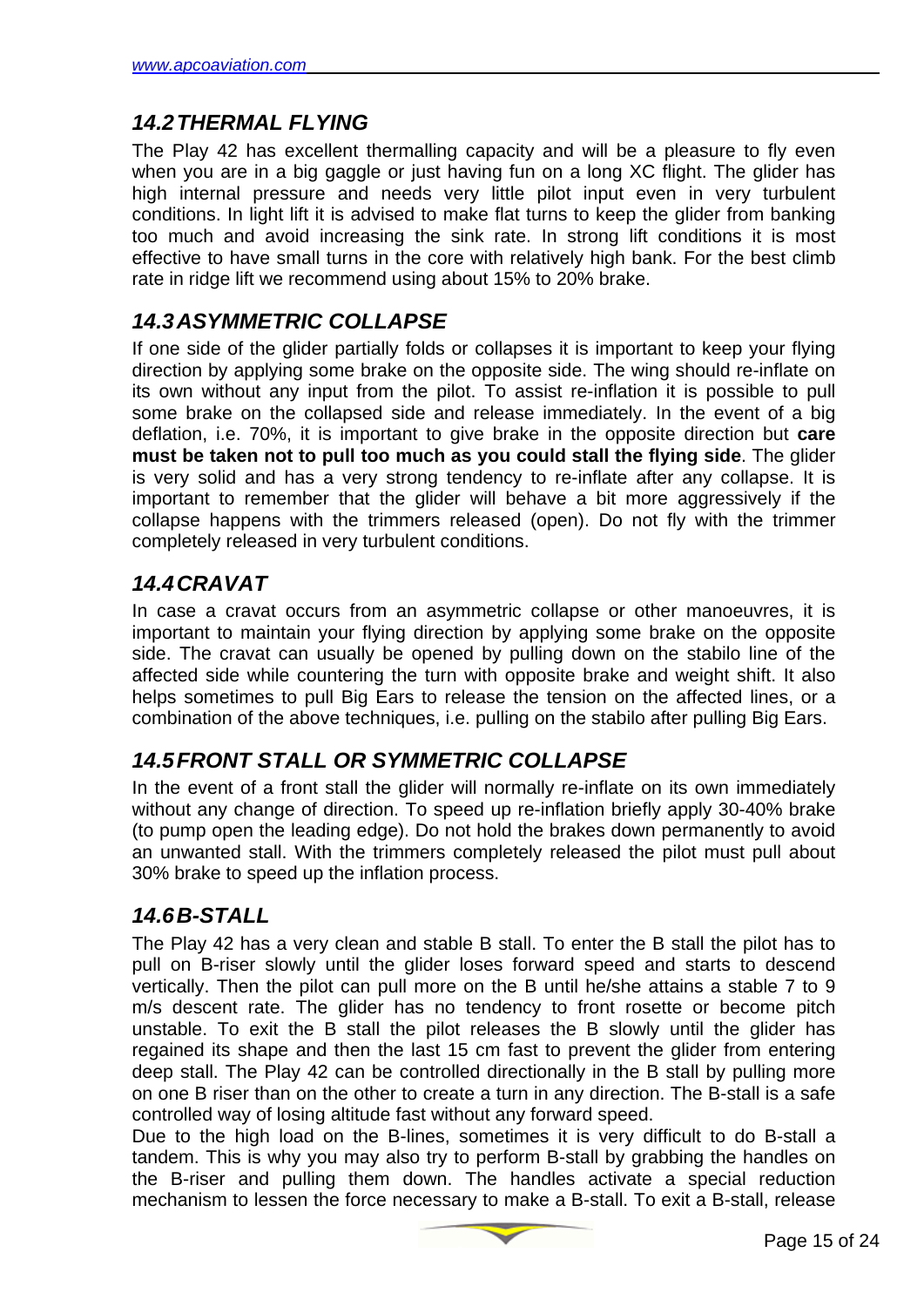## 14.2 THERMAL FLYING

The Play 42 has excellent thermalling capacity and will be a pleasure to fly even when you are in a big gaggle or just having fun on a long XC flight. The glider has high internal pressure and needs very little pilot input even in very turbulent conditions. In light lift it is advised to make flat turns to keep the glider from banking too much and avoid increasing the sink rate. In strong lift conditions it is most effective to have small turns in the core with relatively high bank. For the best climb rate in ridge lift we recommend using about 15% to 20% brake.

## 14.3 ASYMMETRIC COLLAPSE

If one side of the glider partially folds or collapses it is important to keep your flying direction by applying some brake on the opposite side. The wing should re-inflate on its own without any input from the pilot. To assist re-inflation it is possible to pull some brake on the collapsed side and release immediately. In the event of a big deflation, i.e. 70%, it is important to give brake in the opposite direction but **care must be taken not to pull too much as you could stall the flying side**. The glider is very solid and has a very strong tendency to re-inflate after any collapse. It is important to remember that the glider will behave a bit more aggressively if the collapse happens with the trimmers released (open). Do not fly with the trimmer completely released in very turbulent conditions.

## 14.4 CRAVAT

In case a cravat occurs from an asymmetric collapse or other manoeuvres, it is important to maintain your flying direction by applying some brake on the opposite side. The cravat can usually be opened by pulling down on the stabilo line of the affected side while countering the turn with opposite brake and weight shift. It also helps sometimes to pull Big Ears to release the tension on the affected lines, or a combination of the above techniques, i.e. pulling on the stabilo after pulling Big Ears.

## 14.5 FRONT STALL OR SYMMETRIC COLLAPSE

In the event of a front stall the glider will normally re-inflate on its own immediately without any change of direction. To speed up re-inflation briefly apply 30-40% brake (to pump open the leading edge). Do not hold the brakes down permanently to avoid an unwanted stall. With the trimmers completely released the pilot must pull about 30% brake to speed up the inflation process.

## 14.6 B-STALL

The Play 42 has a very clean and stable B stall. To enter the B stall the pilot has to pull on B-riser slowly until the glider loses forward speed and starts to descend vertically. Then the pilot can pull more on the B until he/she attains a stable 7 to 9 m/s descent rate. The glider has no tendency to front rosette or become pitch unstable. To exit the B stall the pilot releases the B slowly until the glider has regained its shape and then the last 15 cm fast to prevent the glider from entering deep stall. The Play 42 can be controlled directionally in the B stall by pulling more on one B riser than on the other to create a turn in any direction. The B-stall is a safe controlled way of losing altitude fast without any forward speed.

Due to the high load on the B-lines, sometimes it is very difficult to do B-stall a tandem. This is why you may also try to perform B-stall by grabbing the handles on the B-riser and pulling them down. The handles activate a special reduction mechanism to lessen the force necessary to make a B-stall. To exit a B-stall, release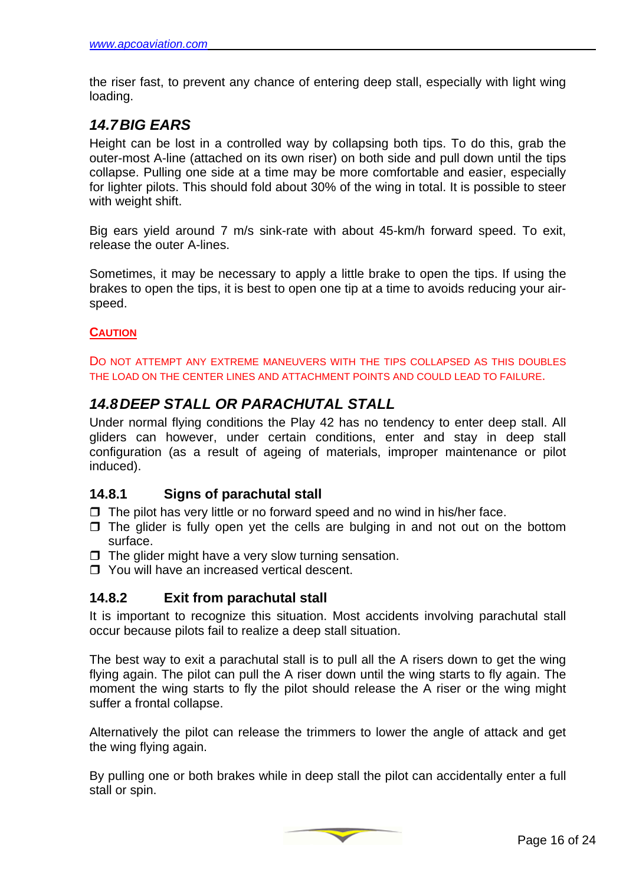the riser fast, to prevent any chance of entering deep stall, especially with light wing loading.

## 14.7 BIG EARS

Height can be lost in a controlled way by collapsing both tips. To do this, grab the outer-most A-line (attached on its own riser) on both side and pull down until the tips collapse. Pulling one side at a time may be more comfortable and easier, especially for lighter pilots. This should fold about 30% of the wing in total. It is possible to steer with weight shift.

Big ears yield around 7 m/s sink-rate with about 45-km/h forward speed. To exit, release the outer A-lines.

Sometimes, it may be necessary to apply a little brake to open the tips. If using the brakes to open the tips, it is best to open one tip at a time to avoids reducing your air-speed.

**CAUTION**

DO NOT ATTEMPT ANY EXTREME MANEUVERS WITH THE TIPS COLLAPSED AS THIS DOUBLES THE LOAD ON THE CENTER LINES AND ATTACHMENT POINTS AND COULD LEAD TO FAILURE.

## 14.8 DEEP STALL OR PARACHUTAL STALL

Under normal flying conditions the Play 42 has no tendency to enter deep stall. All gliders can however, under certain conditions, enter and stay in deep stall configuration (as a result of ageing of materials, improper maintenance or pilot induced).

### 14.8.1 Signs of parachutal stall

- The pilot has very little or no forward speed and no wind in his/her face.
- The glider is fully open yet the cells are bulging in and not out on the bottom surface.
- The glider might have a very slow turning sensation.
- You will have an increased vertical descent.

### 14.8.2 Exit from parachutal stall

It is important to recognize this situation. Most accidents involving parachutal stall occur because pilots fail to realize a deep stall situation.

The best way to exit a parachutal stall is to pull all the A risers down to get the wing flying again. The pilot can pull the A riser down until the wing starts to fly again. The moment the wing starts to fly the pilot should release the A riser or the wing might suffer a frontal collapse.

Alternatively the pilot can release the trimmers to lower the angle of attack and get the wing flying again.

By pulling one or both brakes while in deep stall the pilot can accidentally enter a full stall or spin.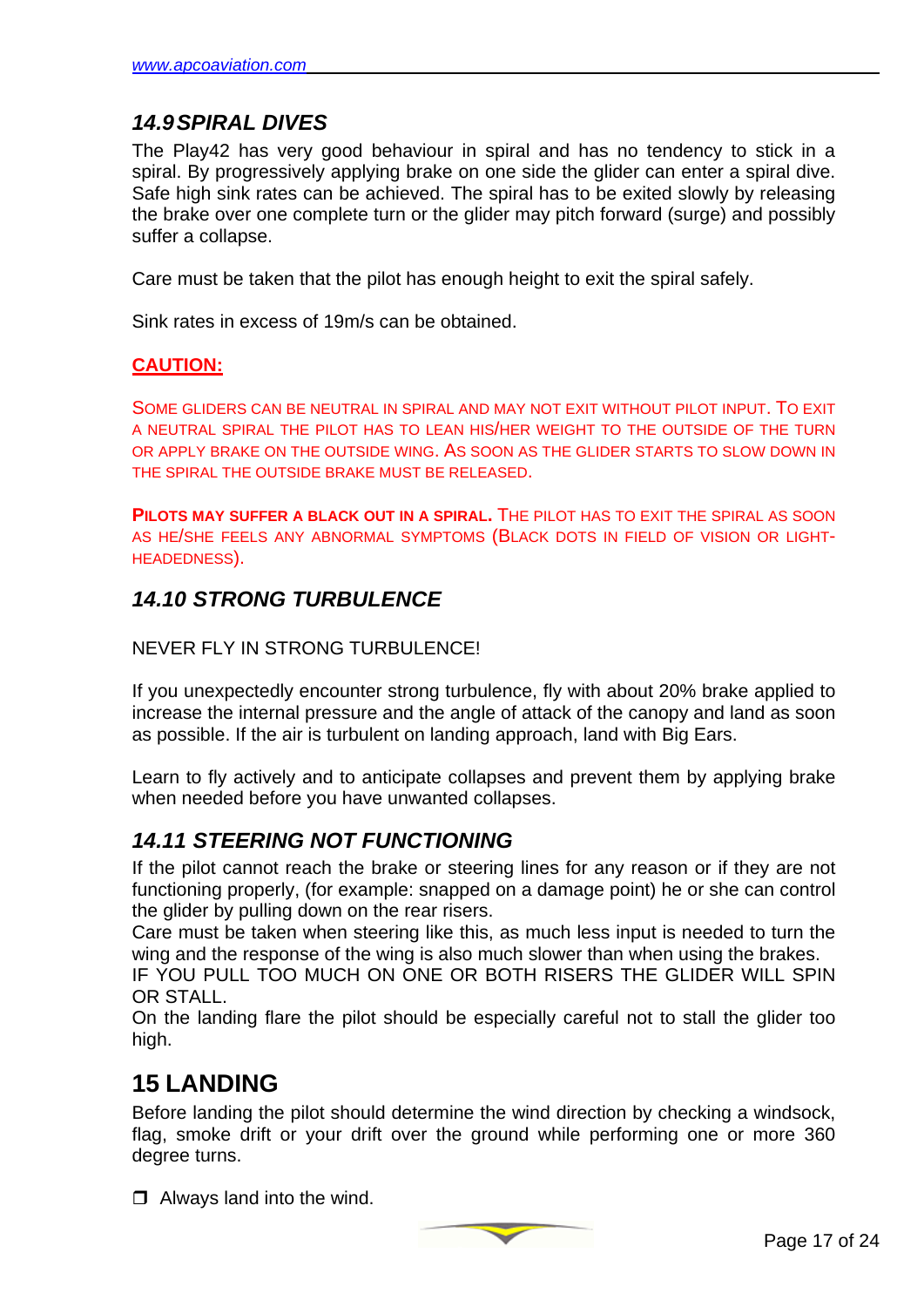### *14.9 SPIRAL DIVES*

The Play42 has very good behaviour in spiral and has no tendency to stick in a spiral. By progressively applying brake on one side the glider can enter a spiral dive. Safe high sink rates can be achieved. The spiral has to be exited slowly by releasing the brake over one complete turn or the glider may pitch forward (surge) and possibly suffer a collapse.

Care must be taken that the pilot has enough height to exit the spiral safely.

Sink rates in excess of 19m/s can be obtained.

**CAUTION:**

SOME GLIDERS CAN BE NEUTRAL IN SPIRAL AND MAY NOT EXIT WITHOUT PILOT INPUT. TO EXIT A NEUTRAL SPIRAL THE PILOT HAS TO LEAN HIS/HER WEIGHT TO THE OUTSIDE OF THE TURN OR APPLY BRAKE ON THE OUTSIDE WING. AS SOON AS THE GLIDER STARTS TO SLOW DOWN IN THE SPIRAL THE OUTSIDE BRAKE MUST BE RELEASED.

**PILOTS MAY SUFFER A BLACK OUT IN A SPIRAL.** THE PILOT HAS TO EXIT THE SPIRAL AS SOON AS HE/SHE FEELS ANY ABNORMAL SYMPTOMS (BLACK DOTS IN FIELD OF VISION OR LIGHT-HEADEDNESS).

### *14.10 STRONG TURBULENCE*

NEVER FLY IN STRONG TURBULENCE!

If you unexpectedly encounter strong turbulence, fly with about 20% brake applied to increase the internal pressure and the angle of attack of the canopy and land as soon as possible. If the air is turbulent on landing approach, land with Big Ears.

Learn to fly actively and to anticipate collapses and prevent them by applying brake when needed before you have unwanted collapses.

### *14.11 STEERING NOT FUNCTIONING*

If the pilot cannot reach the brake or steering lines for any reason or if they are not functioning properly, (for example: snapped on a damage point) he or she can control the glider by pulling down on the rear risers.
Care must be taken when steering like this, as much less input is needed to turn the wing and the response of the wing is also much slower than when using the brakes.
IF YOU PULL TOO MUCH ON ONE OR BOTH RISERS THE GLIDER WILL SPIN OR STALL.
On the landing flare the pilot should be especially careful not to stall the glider too high.

## 15 LANDING

Before landing the pilot should determine the wind direction by checking a windsock, flag, smoke drift or your drift over the ground while performing one or more 360 degree turns.

- Always land into the wind.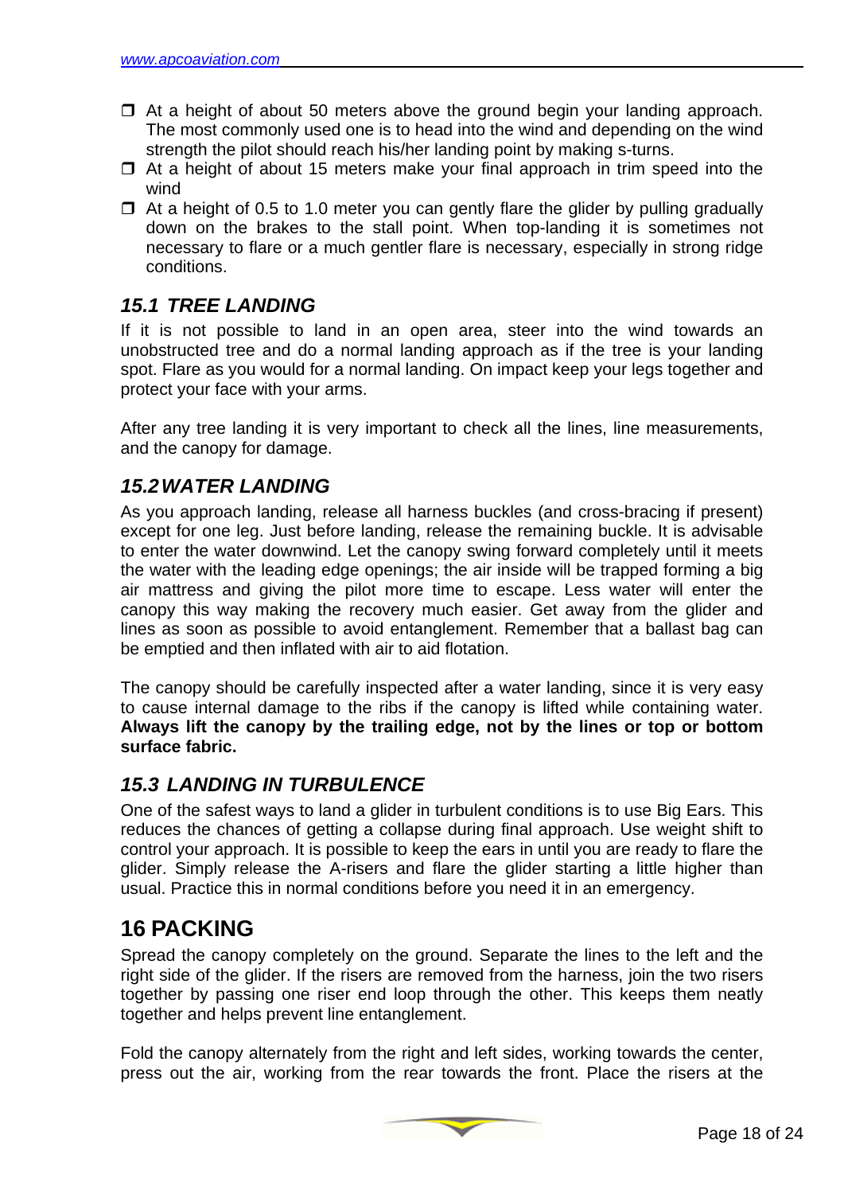- At a height of about 50 meters above the ground begin your landing approach. The most commonly used one is to head into the wind and depending on the wind strength the pilot should reach his/her landing point by making s-turns.
- At a height of about 15 meters make your final approach in trim speed into the wind
- At a height of 0.5 to 1.0 meter you can gently flare the glider by pulling gradually down on the brakes to the stall point. When top-landing it is sometimes not necessary to flare or a much gentler flare is necessary, especially in strong ridge conditions.

### *15.1 TREE LANDING*

If it is not possible to land in an open area, steer into the wind towards an unobstructed tree and do a normal landing approach as if the tree is your landing spot. Flare as you would for a normal landing. On impact keep your legs together and protect your face with your arms.

After any tree landing it is very important to check all the lines, line measurements, and the canopy for damage.

### *15.2 WATER LANDING*

As you approach landing, release all harness buckles (and cross-bracing if present) except for one leg. Just before landing, release the remaining buckle. It is advisable to enter the water downwind. Let the canopy swing forward completely until it meets the water with the leading edge openings; the air inside will be trapped forming a big air mattress and giving the pilot more time to escape. Less water will enter the canopy this way making the recovery much easier. Get away from the glider and lines as soon as possible to avoid entanglement. Remember that a ballast bag can be emptied and then inflated with air to aid flotation.

The canopy should be carefully inspected after a water landing, since it is very easy to cause internal damage to the ribs if the canopy is lifted while containing water. **Always lift the canopy by the trailing edge, not by the lines or top or bottom surface fabric.**

### *15.3 LANDING IN TURBULENCE*

One of the safest ways to land a glider in turbulent conditions is to use Big Ears. This reduces the chances of getting a collapse during final approach. Use weight shift to control your approach. It is possible to keep the ears in until you are ready to flare the glider. Simply release the A-risers and flare the glider starting a little higher than usual. Practice this in normal conditions before you need it in an emergency.

## 16 PACKING

Spread the canopy completely on the ground. Separate the lines to the left and the right side of the glider. If the risers are removed from the harness, join the two risers together by passing one riser end loop through the other. This keeps them neatly together and helps prevent line entanglement.

Fold the canopy alternately from the right and left sides, working towards the center, press out the air, working from the rear towards the front. Place the risers at the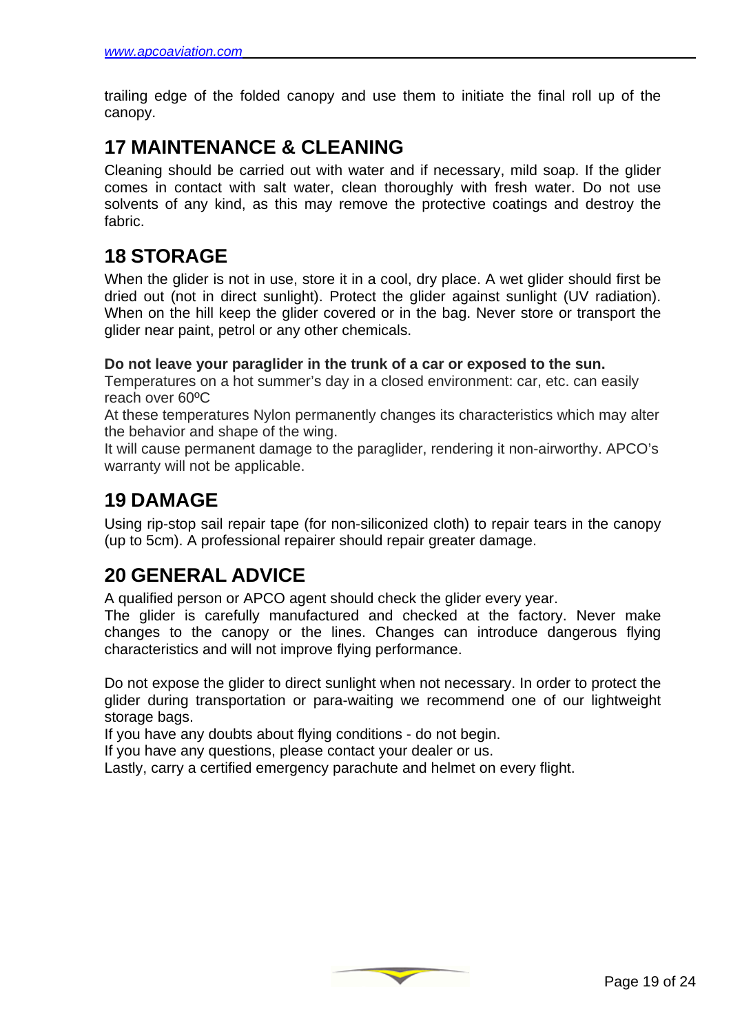trailing edge of the folded canopy and use them to initiate the final roll up of the canopy.

## 17 MAINTENANCE & CLEANING

Cleaning should be carried out with water and if necessary, mild soap. If the glider comes in contact with salt water, clean thoroughly with fresh water. Do not use solvents of any kind, as this may remove the protective coatings and destroy the fabric.

## 18 STORAGE

When the glider is not in use, store it in a cool, dry place. A wet glider should first be dried out (not in direct sunlight). Protect the glider against sunlight (UV radiation). When on the hill keep the glider covered or in the bag. Never store or transport the glider near paint, petrol or any other chemicals.

**Do not leave your paraglider in the trunk of a car or exposed to the sun.**
Temperatures on a hot summer's day in a closed environment: car, etc. can easily reach over 60ºC
At these temperatures Nylon permanently changes its characteristics which may alter the behavior and shape of the wing.
It will cause permanent damage to the paraglider, rendering it non-airworthy. APCO's warranty will not be applicable.

## 19 DAMAGE

Using rip-stop sail repair tape (for non-siliconized cloth) to repair tears in the canopy (up to 5cm). A professional repairer should repair greater damage.

## 20 GENERAL ADVICE

A qualified person or APCO agent should check the glider every year.
The glider is carefully manufactured and checked at the factory. Never make changes to the canopy or the lines. Changes can introduce dangerous flying characteristics and will not improve flying performance.

Do not expose the glider to direct sunlight when not necessary. In order to protect the glider during transportation or para-waiting we recommend one of our lightweight storage bags.
If you have any doubts about flying conditions - do not begin.
If you have any questions, please contact your dealer or us.
Lastly, carry a certified emergency parachute and helmet on every flight.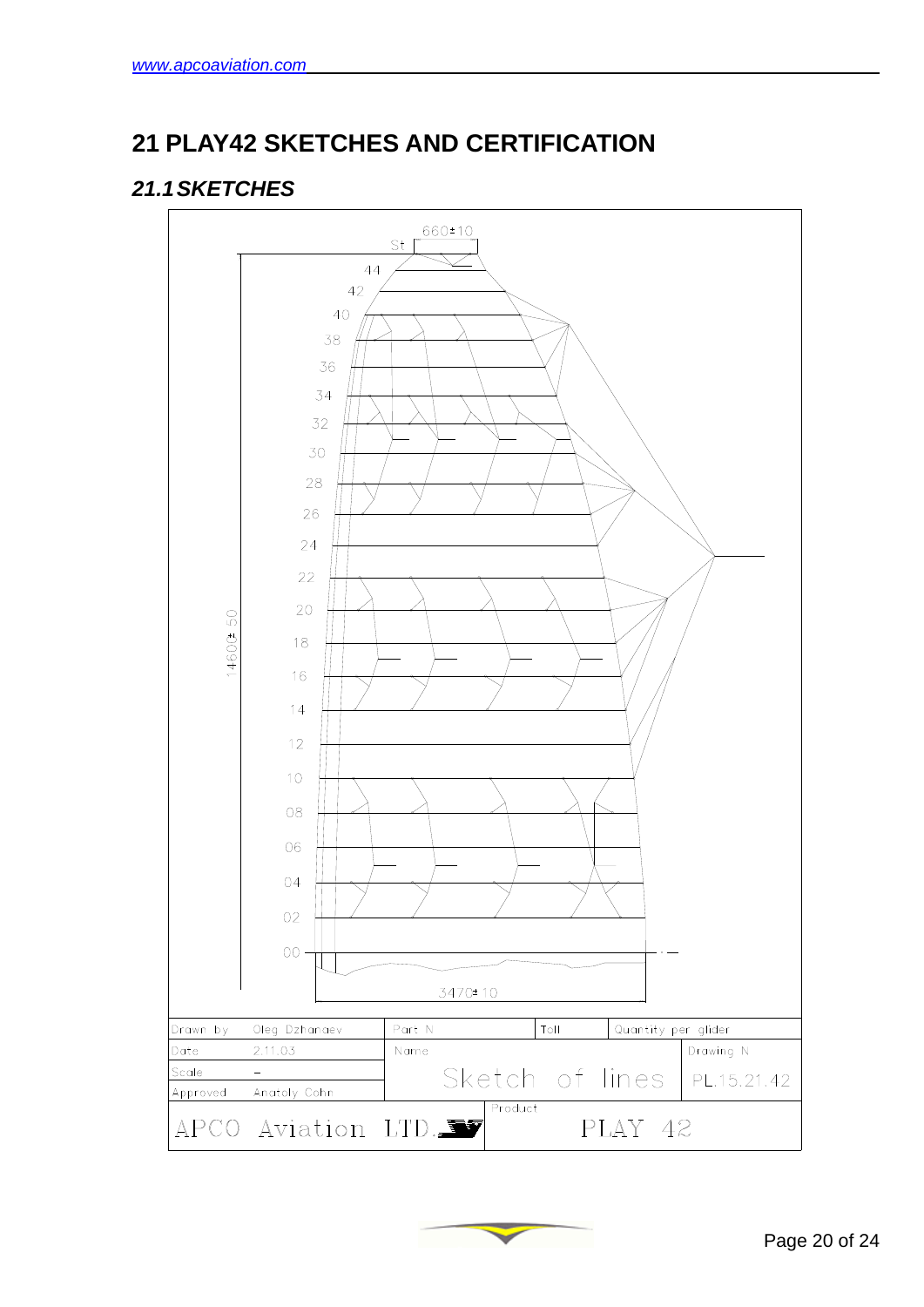# 21 PLAY42 SKETCHES AND CERTIFICATION

## *21.1 SKETCHES*

660±10

St

44

42

40

38

36

34

32

30

28

26

24

22

20

18

16

14

12

10

08

06

04

02

00

14600±50

3470±10

| Drawn by | Oleg Dzhanaev | Part N | Toll | Quantity per glider |
|---|---|---|---|---|
| Date | 2.11.03 | Name | | Drawing N |
| Scale | – | Sketch of lines | | PL.15.21.42 |
| Approved | Anatoly Cohn | | | |
| APCO Aviation LTD. | | Product: PLAY 42 | | |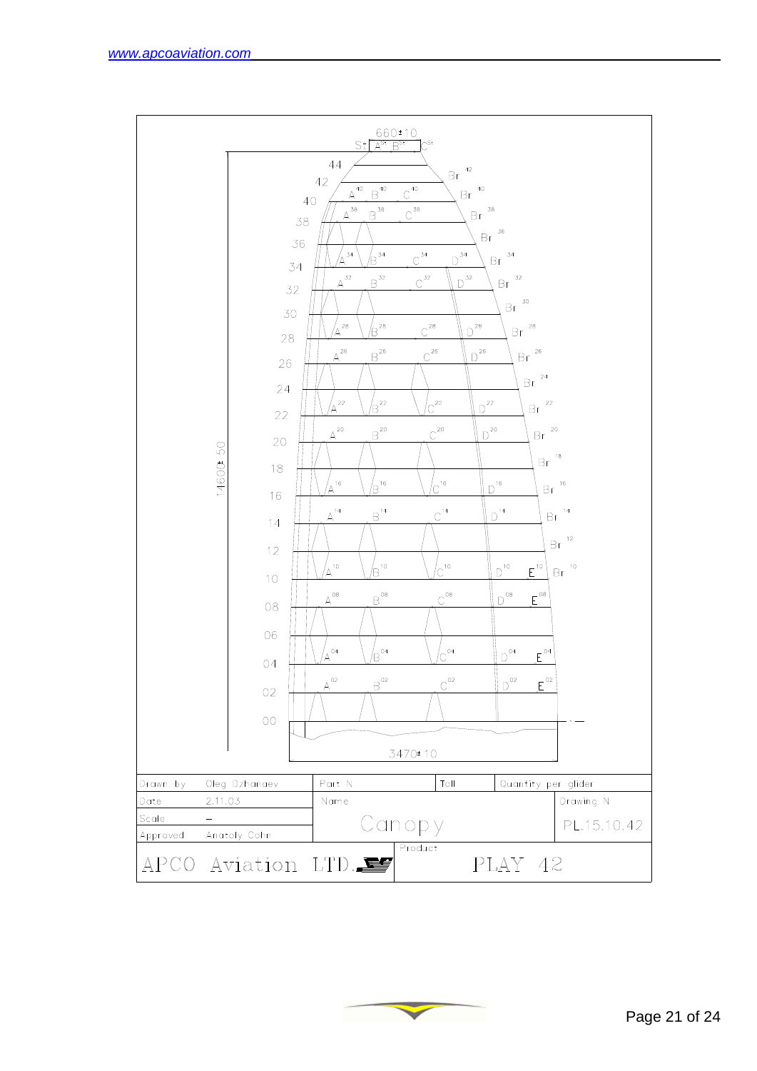www.apcoaviation.com

660±10

St A[St] B[St] C[St]

44, 42, 40, 38, 36, 34, 32, 30, 28, 26, 24, 22, 20, 18, 16, 14, 12, 10, 08, 06, 04, 02, 00

A[40] B[40] C[40] Br[42] Br[40]

A[38] B[38] C[38] Br[38] Br[36]

A[34] B[34] C[34] D[34] Br[34]

A[32] B[32] C[32] D[32] Br[32] Br[30]

A[28] B[28] C[28] D[28] Br[28]

A[26] B[26] C[26] D[26] Br[26] Br[24]

A[22] B[22] C[22] D[22] Br[22]

A[20] B[20] C[20] D[20] Br[20] Br[18]

A[16] B[16] C[16] D[16] Br[16]

A[14] B[14] C[14] D[14] Br[14] Br[12]

A[10] B[10] C[10] D[10] E[10] Br[10]

A[08] B[08] C[08] D[08] E[08]

A[04] B[04] C[04] D[04] E[04]

A[02] B[02] C[02] D[02] E[02]

14600±50

3470±10

| Drawn by | Oleg Dzhanaev | Part N | Toll | Quantity per glider | |
|---|---|---|---|---|---|
| Date | 2.11.03 | Name | | | Drawing N |
| Scale | – | Canopy | | | PL.15.10.42 |
| Approved | Anatoly Cohn | | | | |
| APCO Aviation LTD. | | Product | PLAY 42 | | |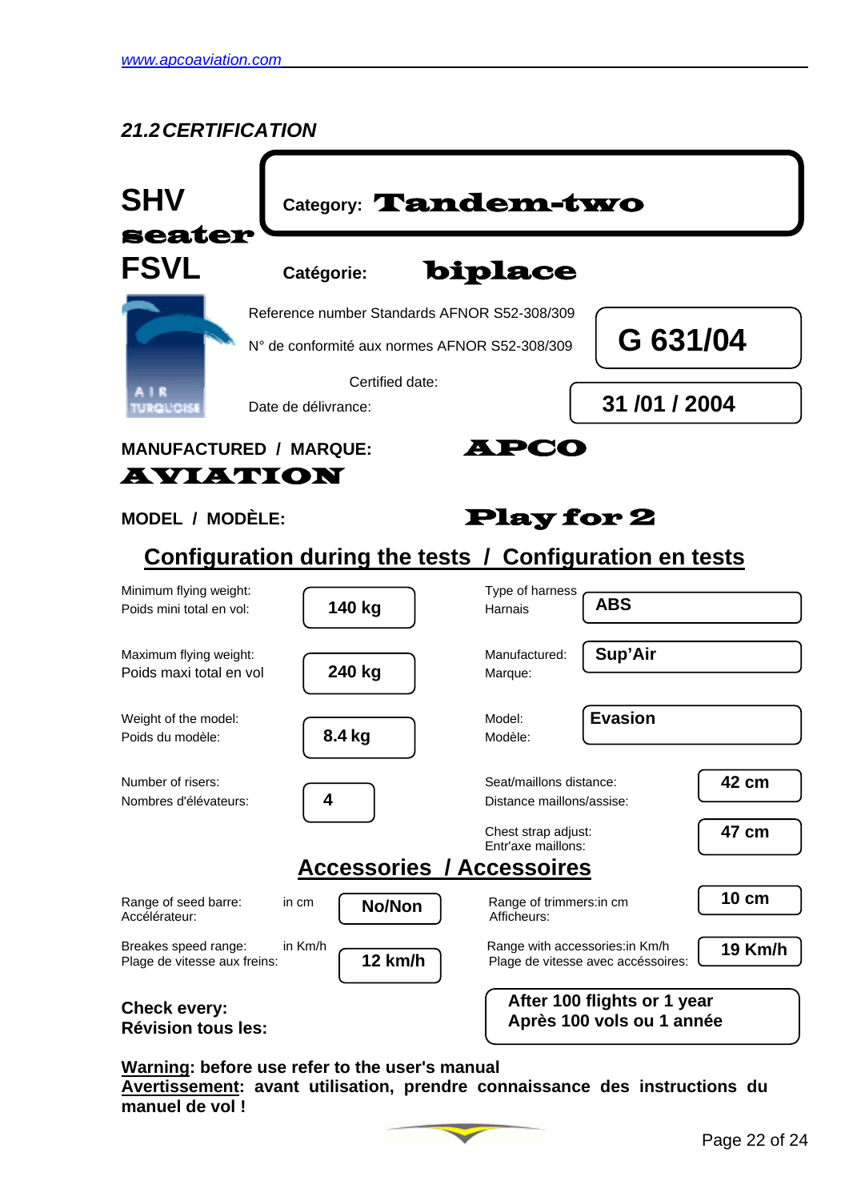www.apcoaviation.com

## 21.2 CERTIFICATION

**SHV seater FSVL**

**Category: Tandem-two seater**

**Catégorie: biplace**

AIR TURQUOISE

Reference number Standards AFNOR S52-308/309
N° de conformité aux normes AFNOR S52-308/309 **G 631/04**

Certified date:
Date de délivrance: **31 /01 / 2004**

**MANUFACTURED / MARQUE: APCO AVIATION**

**MODEL / MODÈLE: Play for 2**

## Configuration during the tests / Configuration en tests

| | | | |
|---|---|---|---|
| Minimum flying weight:<br>Poids mini total en vol: | **140 kg** | Type of harness<br>Harnais | **ABS** |
| Maximum flying weight:<br>Poids maxi total en vol | **240 kg** | Manufactured:<br>Marque: | **Sup'Air** |
| Weight of the model:<br>Poids du modèle: | **8.4 kg** | Model:<br>Modèle: | **Evasion** |
| Number of risers:<br>Nombres d'élévateurs: | **4** | Seat/maillons distance:<br>Distance maillons/assise: | **42 cm** |
| | | Chest strap adjust:<br>Entr'axe maillons: | **47 cm** |

## Accessories / Accessoires

| | | | |
|---|---|---|---|
| Range of seed barre: in cm<br>Accélérateur: | **No/Non** | Range of trimmers:in cm<br>Afficheurs: | **10 cm** |
| Breakes speed range: in Km/h<br>Plage de vitesse aux freins: | **12 km/h** | Range with accessories:in Km/h<br>Plage de vitesse avec accéssoires: | **19 Km/h** |

**Check every:**
**Révision tous les:**

**After 100 flights or 1 year**
**Après 100 vols ou 1 année**

**<u>Warning</u>: before use refer to the user's manual**
**<u>Avertissement</u>: avant utilisation, prendre connaissance des instructions du manuel de vol !**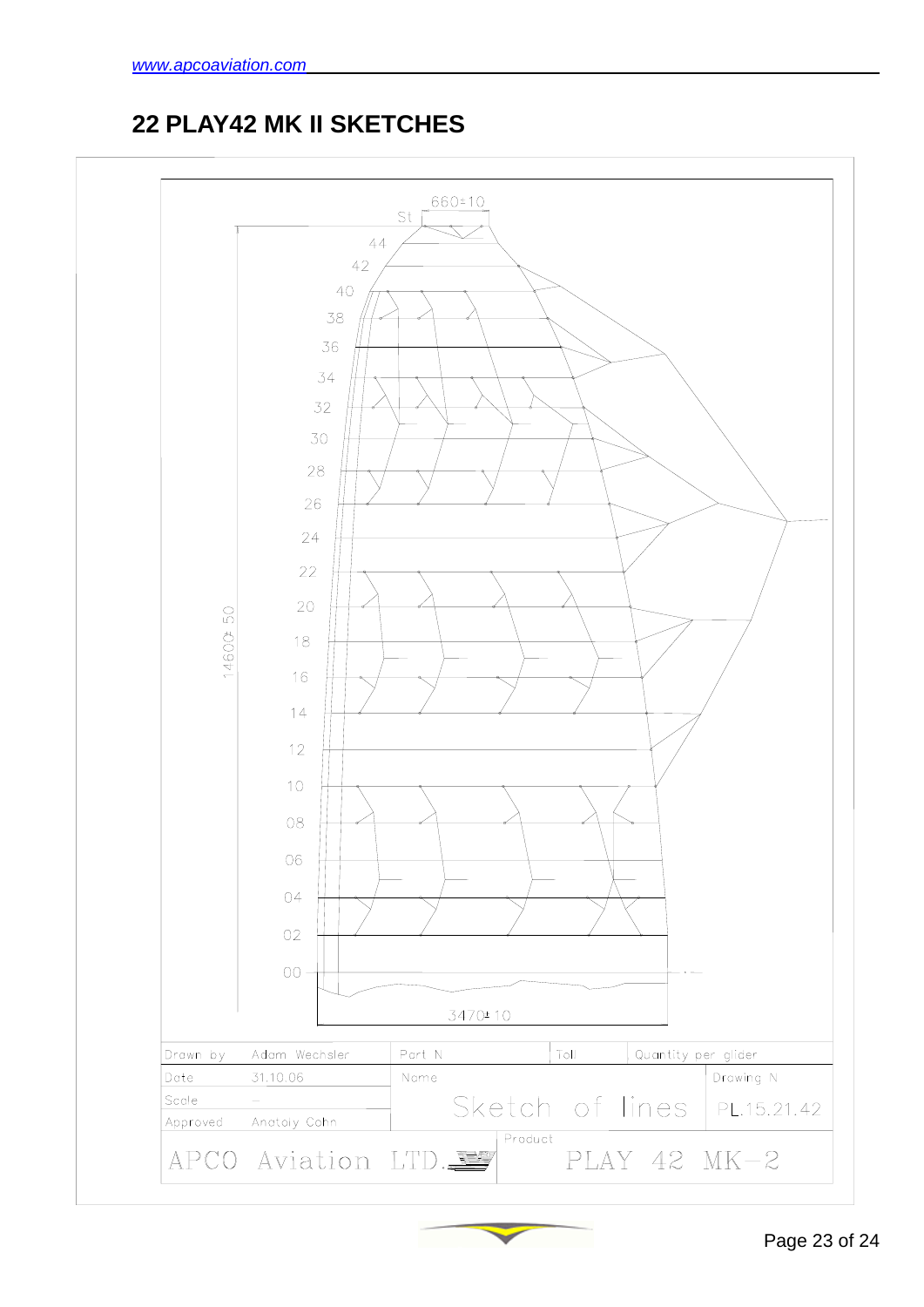# 22 PLAY42 MK II SKETCHES

660±10

St

44
42
40
38
36
34
32
30
28
26
24
22
20
18
16
14
12
10
08
06
04
02
00

14600±50

3470±10

| Drawn by | Adam Wechsler | Part N | Toll | Quantity per glider |
|---|---|---|---|---|
| Date | 31.10.06 | Name | | Drawing N |
| Scale | – | Sketch of lines | | PL.15.21.42 |
| Approved | Anatoly Cohn | | | |
| APCO Aviation LTD. | | Product | PLAY 42 MK-2 | |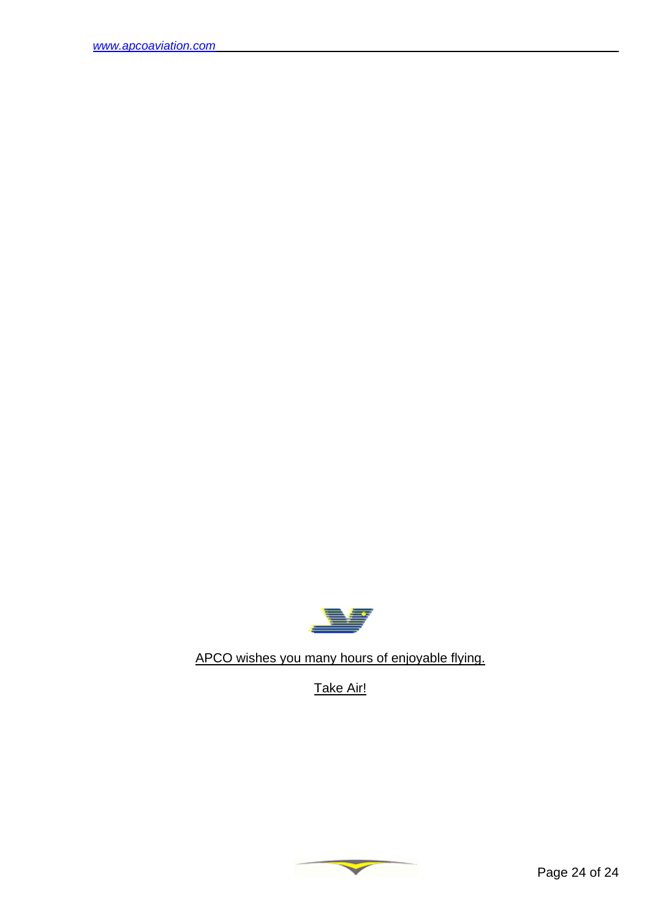APCO wishes you many hours of enjoyable flying.

Take Air!